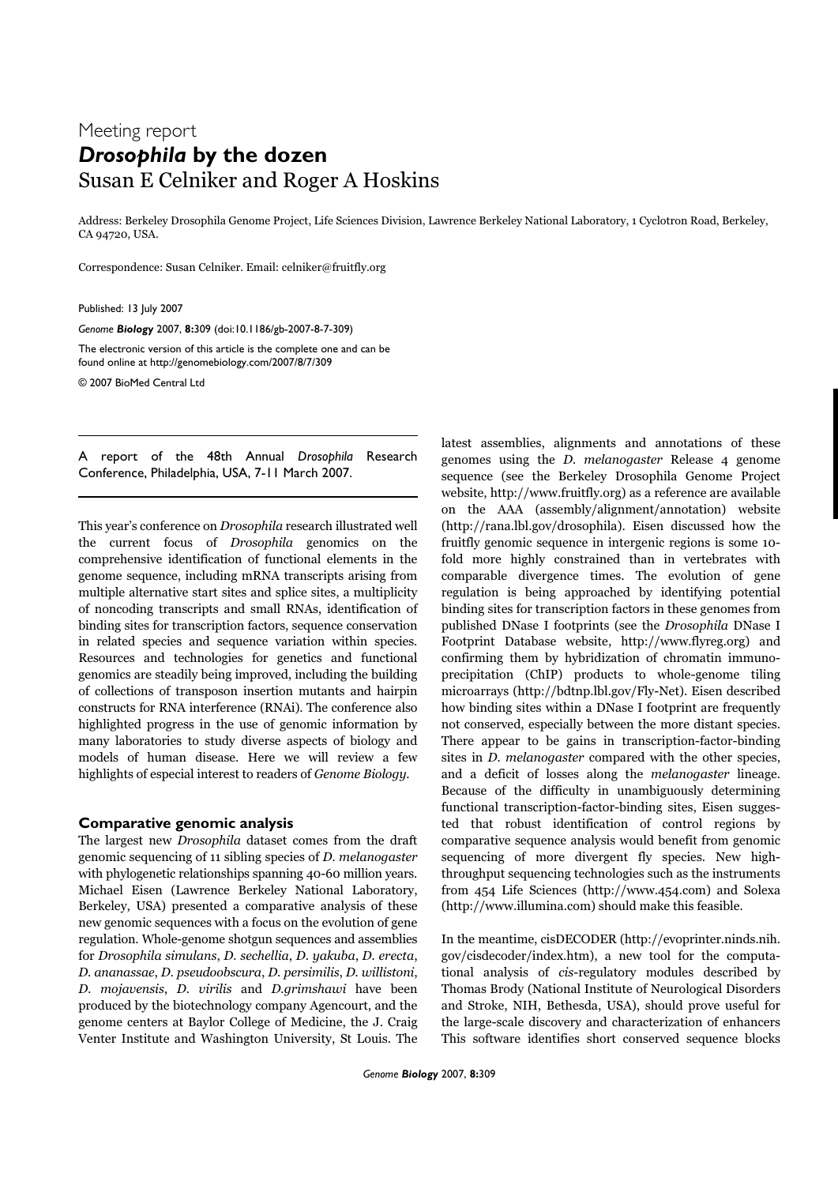Meeting report

# *Drosophila* by the dozen

Susan E Celniker and Roger A Hoskins

Address: Berkeley Drosophila Genome Project, Life Sciences Division, Lawrence Berkeley National Laboratory, 1 Cyclotron Road, Berkeley, CA 94720, USA.

Correspondence: Susan Celniker. Email: celniker@fruitfly.org

Published: 13 July 2007

*Genome Biology* 2007, **8:**309 (doi:10.1186/gb-2007-8-7-309)

The electronic version of this article is the complete one and can be found online at http://genomebiology.com/2007/8/7/309

© 2007 BioMed Central Ltd

---

A report of the 48th Annual *Drosophila* Research Conference, Philadelphia, USA, 7-11 March 2007.

---

This year's conference on *Drosophila* research illustrated well the current focus of *Drosophila* genomics on the comprehensive identification of functional elements in the genome sequence, including mRNA transcripts arising from multiple alternative start sites and splice sites, a multiplicity of noncoding transcripts and small RNAs, identification of binding sites for transcription factors, sequence conservation in related species and sequence variation within species. Resources and technologies for genetics and functional genomics are steadily being improved, including the building of collections of transposon insertion mutants and hairpin constructs for RNA interference (RNAi). The conference also highlighted progress in the use of genomic information by many laboratories to study diverse aspects of biology and models of human disease. Here we will review a few highlights of especial interest to readers of *Genome Biology*.

## Comparative genomic analysis

The largest new *Drosophila* dataset comes from the draft genomic sequencing of 11 sibling species of *D. melanogaster* with phylogenetic relationships spanning 40-60 million years. Michael Eisen (Lawrence Berkeley National Laboratory, Berkeley, USA) presented a comparative analysis of these new genomic sequences with a focus on the evolution of gene regulation. Whole-genome shotgun sequences and assemblies for *Drosophila simulans*, *D. sechellia*, *D. yakuba*, *D. erecta*, *D. ananassae*, *D. pseudoobscura*, *D. persimilis*, *D. willistoni*, *D. mojavensis*, *D. virilis* and *D.grimshawi* have been produced by the biotechnology company Agencourt, and the genome centers at Baylor College of Medicine, the J. Craig Venter Institute and Washington University, St Louis. The latest assemblies, alignments and annotations of these genomes using the *D. melanogaster* Release 4 genome sequence (see the Berkeley Drosophila Genome Project website, http://www.fruitfly.org) as a reference are available on the AAA (assembly/alignment/annotation) website (http://rana.lbl.gov/drosophila). Eisen discussed how the fruitfly genomic sequence in intergenic regions is some 10-fold more highly constrained than in vertebrates with comparable divergence times. The evolution of gene regulation is being approached by identifying potential binding sites for transcription factors in these genomes from published DNase I footprints (see the *Drosophila* DNase I Footprint Database website, http://www.flyreg.org) and confirming them by hybridization of chromatin immunoprecipitation (ChIP) products to whole-genome tiling microarrays (http://bdtnp.lbl.gov/Fly-Net). Eisen described how binding sites within a DNase I footprint are frequently not conserved, especially between the more distant species. There appear to be gains in transcription-factor-binding sites in *D. melanogaster* compared with the other species, and a deficit of losses along the *melanogaster* lineage. Because of the difficulty in unambiguously determining functional transcription-factor-binding sites, Eisen suggested that robust identification of control regions by comparative sequence analysis would benefit from genomic sequencing of more divergent fly species. New high-throughput sequencing technologies such as the instruments from 454 Life Sciences (http://www.454.com) and Solexa (http://www.illumina.com) should make this feasible.

In the meantime, cisDECODER (http://evoprinter.ninds.nih.gov/cisdecoder/index.htm), a new tool for the computational analysis of *cis*-regulatory modules described by Thomas Brody (National Institute of Neurological Disorders and Stroke, NIH, Bethesda, USA), should prove useful for the large-scale discovery and characterization of enhancers This software identifies short conserved sequence blocks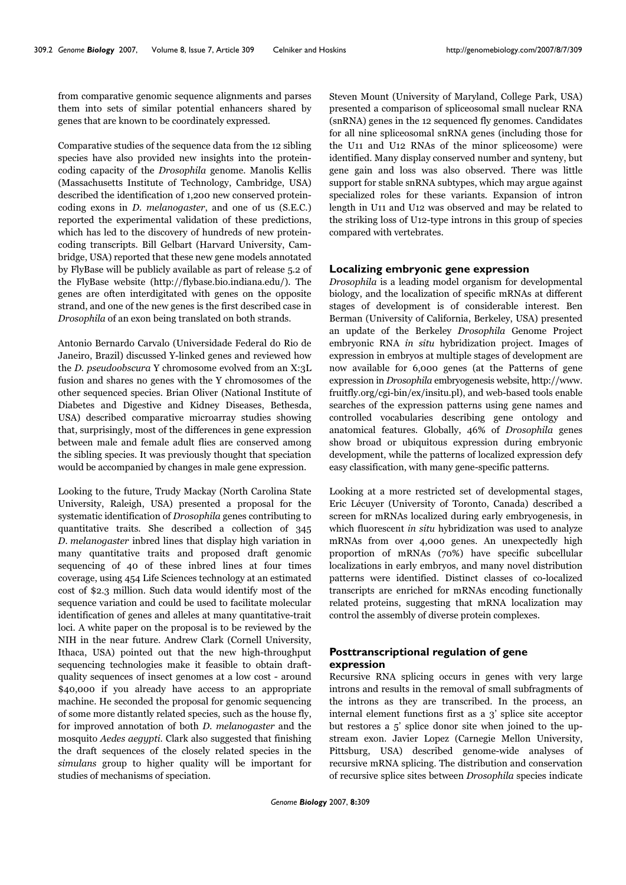from comparative genomic sequence alignments and parses them into sets of similar potential enhancers shared by genes that are known to be coordinately expressed.

Comparative studies of the sequence data from the 12 sibling species have also provided new insights into the protein-coding capacity of the *Drosophila* genome. Manolis Kellis (Massachusetts Institute of Technology, Cambridge, USA) described the identification of 1,200 new conserved protein-coding exons in *D. melanogaster*, and one of us (S.E.C.) reported the experimental validation of these predictions, which has led to the discovery of hundreds of new protein-coding transcripts. Bill Gelbart (Harvard University, Cambridge, USA) reported that these new gene models annotated by FlyBase will be publicly available as part of release 5.2 of the FlyBase website (http://flybase.bio.indiana.edu/). The genes are often interdigitated with genes on the opposite strand, and one of the new genes is the first described case in *Drosophila* of an exon being translated on both strands.

Antonio Bernardo Carvalo (Universidade Federal do Rio de Janeiro, Brazil) discussed Y-linked genes and reviewed how the *D. pseudoobscura* Y chromosome evolved from an X:3L fusion and shares no genes with the Y chromosomes of the other sequenced species. Brian Oliver (National Institute of Diabetes and Digestive and Kidney Diseases, Bethesda, USA) described comparative microarray studies showing that, surprisingly, most of the differences in gene expression between male and female adult flies are conserved among the sibling species. It was previously thought that speciation would be accompanied by changes in male gene expression.

Looking to the future, Trudy Mackay (North Carolina State University, Raleigh, USA) presented a proposal for the systematic identification of *Drosophila* genes contributing to quantitative traits. She described a collection of 345 *D. melanogaster* inbred lines that display high variation in many quantitative traits and proposed draft genomic sequencing of 40 of these inbred lines at four times coverage, using 454 Life Sciences technology at an estimated cost of $2.3 million. Such data would identify most of the sequence variation and could be used to facilitate molecular identification of genes and alleles at many quantitative-trait loci. A white paper on the proposal is to be reviewed by the NIH in the near future. Andrew Clark (Cornell University, Ithaca, USA) pointed out that the new high-throughput sequencing technologies make it feasible to obtain draft-quality sequences of insect genomes at a low cost - around $40,000 if you already have access to an appropriate machine. He seconded the proposal for genomic sequencing of some more distantly related species, such as the house fly, for improved annotation of both *D. melanogaster* and the mosquito *Aedes aegypti*. Clark also suggested that finishing the draft sequences of the closely related species in the *simulans* group to higher quality will be important for studies of mechanisms of speciation.

Steven Mount (University of Maryland, College Park, USA) presented a comparison of spliceosomal small nuclear RNA (snRNA) genes in the 12 sequenced fly genomes. Candidates for all nine spliceosomal snRNA genes (including those for the U11 and U12 RNAs of the minor spliceosome) were identified. Many display conserved number and synteny, but gene gain and loss was also observed. There was little support for stable snRNA subtypes, which may argue against specialized roles for these variants. Expansion of intron length in U11 and U12 was observed and may be related to the striking loss of U12-type introns in this group of species compared with vertebrates.

## Localizing embryonic gene expression

*Drosophila* is a leading model organism for developmental biology, and the localization of specific mRNAs at different stages of development is of considerable interest. Ben Berman (University of California, Berkeley, USA) presented an update of the Berkeley *Drosophila* Genome Project embryonic RNA *in situ* hybridization project. Images of expression in embryos at multiple stages of development are now available for 6,000 genes (at the Patterns of gene expression in *Drosophila* embryogenesis website, http://www.fruitfly.org/cgi-bin/ex/insitu.pl), and web-based tools enable searches of the expression patterns using gene names and controlled vocabularies describing gene ontology and anatomical features. Globally, 46% of *Drosophila* genes show broad or ubiquitous expression during embryonic development, while the patterns of localized expression defy easy classification, with many gene-specific patterns.

Looking at a more restricted set of developmental stages, Eric Lécuyer (University of Toronto, Canada) described a screen for mRNAs localized during early embryogenesis, in which fluorescent *in situ* hybridization was used to analyze mRNAs from over 4,000 genes. An unexpectedly high proportion of mRNAs (70%) have specific subcellular localizations in early embryos, and many novel distribution patterns were identified. Distinct classes of co-localized transcripts are enriched for mRNAs encoding functionally related proteins, suggesting that mRNA localization may control the assembly of diverse protein complexes.

## Posttranscriptional regulation of gene expression

Recursive RNA splicing occurs in genes with very large introns and results in the removal of small subfragments of the introns as they are transcribed. In the process, an internal element functions first as a 3' splice site acceptor but restores a 5' splice donor site when joined to the upstream exon. Javier Lopez (Carnegie Mellon University, Pittsburg, USA) described genome-wide analyses of recursive mRNA splicing. The distribution and conservation of recursive splice sites between *Drosophila* species indicate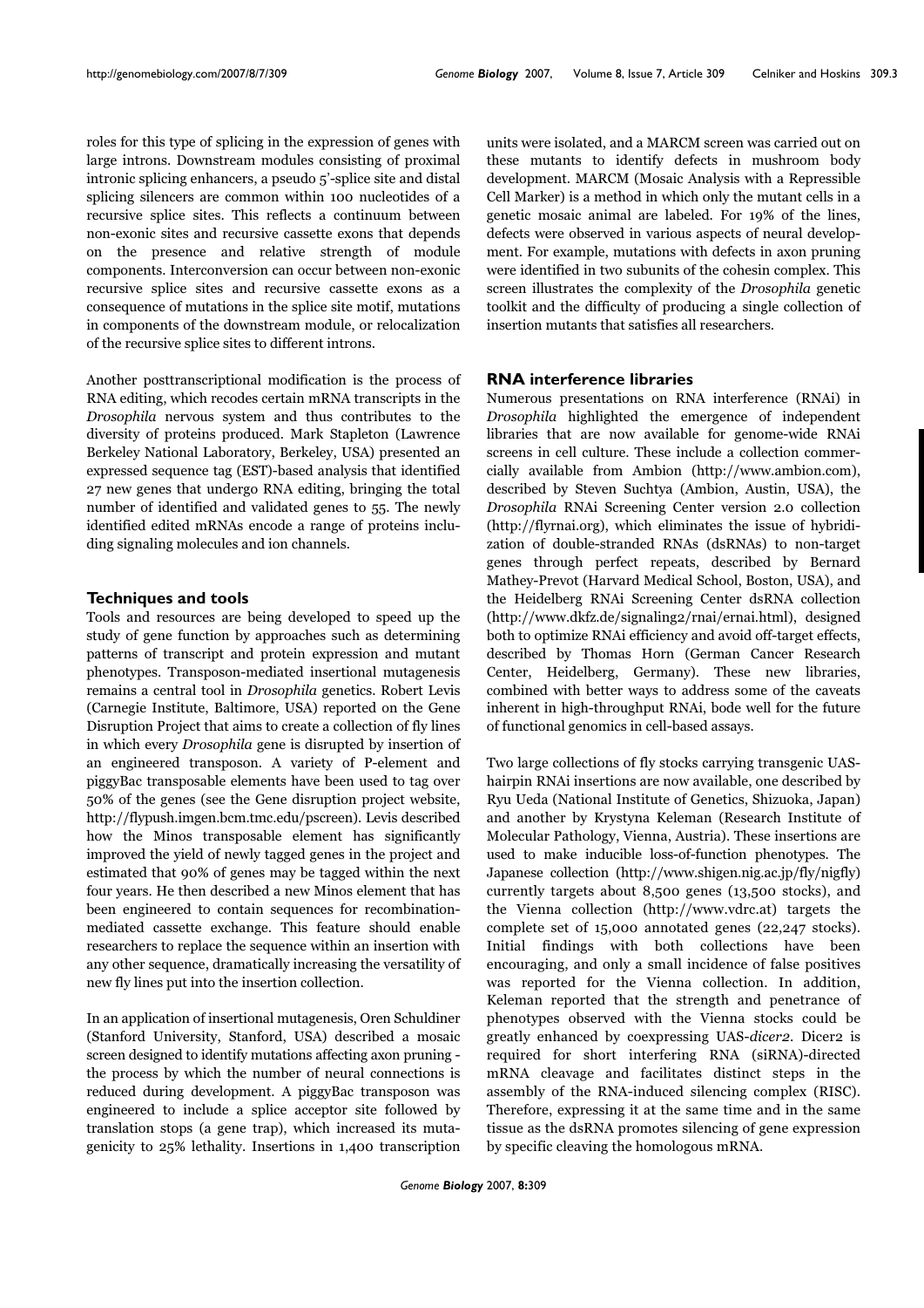roles for this type of splicing in the expression of genes with large introns. Downstream modules consisting of proximal intronic splicing enhancers, a pseudo 5'-splice site and distal splicing silencers are common within 100 nucleotides of a recursive splice sites. This reflects a continuum between non-exonic sites and recursive cassette exons that depends on the presence and relative strength of module components. Interconversion can occur between non-exonic recursive splice sites and recursive cassette exons as a consequence of mutations in the splice site motif, mutations in components of the downstream module, or relocalization of the recursive splice sites to different introns.

Another posttranscriptional modification is the process of RNA editing, which recodes certain mRNA transcripts in the *Drosophila* nervous system and thus contributes to the diversity of proteins produced. Mark Stapleton (Lawrence Berkeley National Laboratory, Berkeley, USA) presented an expressed sequence tag (EST)-based analysis that identified 27 new genes that undergo RNA editing, bringing the total number of identified and validated genes to 55. The newly identified edited mRNAs encode a range of proteins including signaling molecules and ion channels.

## Techniques and tools

Tools and resources are being developed to speed up the study of gene function by approaches such as determining patterns of transcript and protein expression and mutant phenotypes. Transposon-mediated insertional mutagenesis remains a central tool in *Drosophila* genetics. Robert Levis (Carnegie Institute, Baltimore, USA) reported on the Gene Disruption Project that aims to create a collection of fly lines in which every *Drosophila* gene is disrupted by insertion of an engineered transposon. A variety of P-element and piggyBac transposable elements have been used to tag over 50% of the genes (see the Gene disruption project website, http://flypush.imgen.bcm.tmc.edu/pscreen). Levis described how the Minos transposable element has significantly improved the yield of newly tagged genes in the project and estimated that 90% of genes may be tagged within the next four years. He then described a new Minos element that has been engineered to contain sequences for recombination-mediated cassette exchange. This feature should enable researchers to replace the sequence within an insertion with any other sequence, dramatically increasing the versatility of new fly lines put into the insertion collection.

In an application of insertional mutagenesis, Oren Schuldiner (Stanford University, Stanford, USA) described a mosaic screen designed to identify mutations affecting axon pruning - the process by which the number of neural connections is reduced during development. A piggyBac transposon was engineered to include a splice acceptor site followed by translation stops (a gene trap), which increased its mutagenicity to 25% lethality. Insertions in 1,400 transcription units were isolated, and a MARCM screen was carried out on these mutants to identify defects in mushroom body development. MARCM (Mosaic Analysis with a Repressible Cell Marker) is a method in which only the mutant cells in a genetic mosaic animal are labeled. For 19% of the lines, defects were observed in various aspects of neural development. For example, mutations with defects in axon pruning were identified in two subunits of the cohesin complex. This screen illustrates the complexity of the *Drosophila* genetic toolkit and the difficulty of producing a single collection of insertion mutants that satisfies all researchers.

## RNA interference libraries

Numerous presentations on RNA interference (RNAi) in *Drosophila* highlighted the emergence of independent libraries that are now available for genome-wide RNAi screens in cell culture. These include a collection commercially available from Ambion (http://www.ambion.com), described by Steven Suchtya (Ambion, Austin, USA), the *Drosophila* RNAi Screening Center version 2.0 collection (http://flyrnai.org), which eliminates the issue of hybridization of double-stranded RNAs (dsRNAs) to non-target genes through perfect repeats, described by Bernard Mathey-Prevot (Harvard Medical School, Boston, USA), and the Heidelberg RNAi Screening Center dsRNA collection (http://www.dkfz.de/signaling2/rnai/ernai.html), designed both to optimize RNAi efficiency and avoid off-target effects, described by Thomas Horn (German Cancer Research Center, Heidelberg, Germany). These new libraries, combined with better ways to address some of the caveats inherent in high-throughput RNAi, bode well for the future of functional genomics in cell-based assays.

Two large collections of fly stocks carrying transgenic UAS-hairpin RNAi insertions are now available, one described by Ryu Ueda (National Institute of Genetics, Shizuoka, Japan) and another by Krystyna Keleman (Research Institute of Molecular Pathology, Vienna, Austria). These insertions are used to make inducible loss-of-function phenotypes. The Japanese collection (http://www.shigen.nig.ac.jp/fly/nigfly) currently targets about 8,500 genes (13,500 stocks), and the Vienna collection (http://www.vdrc.at) targets the complete set of 15,000 annotated genes (22,247 stocks). Initial findings with both collections have been encouraging, and only a small incidence of false positives was reported for the Vienna collection. In addition, Keleman reported that the strength and penetrance of phenotypes observed with the Vienna stocks could be greatly enhanced by coexpressing UAS-*dicer2*. Dicer2 is required for short interfering RNA (siRNA)-directed mRNA cleavage and facilitates distinct steps in the assembly of the RNA-induced silencing complex (RISC). Therefore, expressing it at the same time and in the same tissue as the dsRNA promotes silencing of gene expression by specific cleaving the homologous mRNA.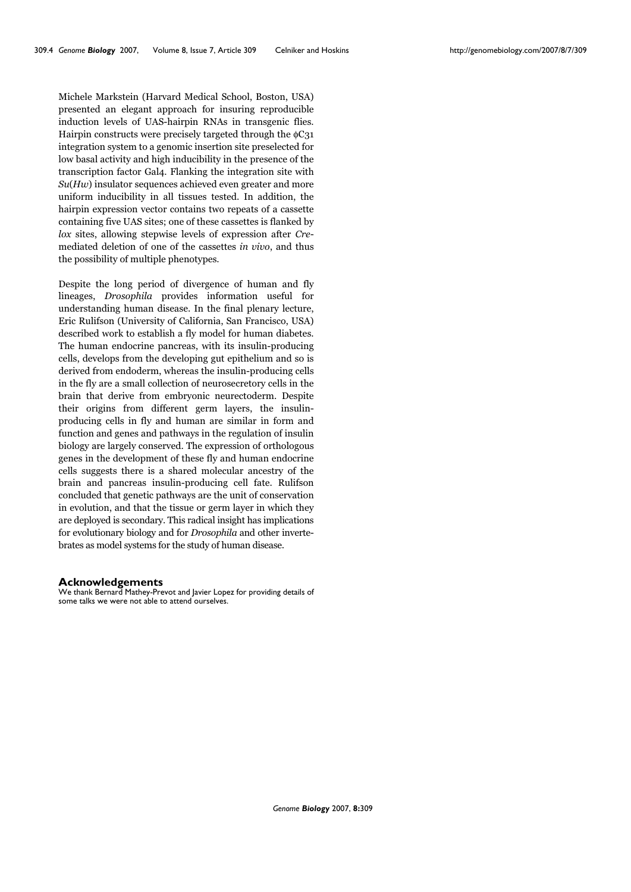Michele Markstein (Harvard Medical School, Boston, USA) presented an elegant approach for insuring reproducible induction levels of UAS-hairpin RNAs in transgenic flies. Hairpin constructs were precisely targeted through the $\phi$C31 integration system to a genomic insertion site preselected for low basal activity and high inducibility in the presence of the transcription factor Gal4. Flanking the integration site with *Su*(*Hw*) insulator sequences achieved even greater and more uniform inducibility in all tissues tested. In addition, the hairpin expression vector contains two repeats of a cassette containing five UAS sites; one of these cassettes is flanked by *lox* sites, allowing stepwise levels of expression after *Cre*-mediated deletion of one of the cassettes *in vivo*, and thus the possibility of multiple phenotypes.

Despite the long period of divergence of human and fly lineages, *Drosophila* provides information useful for understanding human disease. In the final plenary lecture, Eric Rulifson (University of California, San Francisco, USA) described work to establish a fly model for human diabetes. The human endocrine pancreas, with its insulin-producing cells, develops from the developing gut epithelium and so is derived from endoderm, whereas the insulin-producing cells in the fly are a small collection of neurosecretory cells in the brain that derive from embryonic neurectoderm. Despite their origins from different germ layers, the insulin-producing cells in fly and human are similar in form and function and genes and pathways in the regulation of insulin biology are largely conserved. The expression of orthologous genes in the development of these fly and human endocrine cells suggests there is a shared molecular ancestry of the brain and pancreas insulin-producing cell fate. Rulifson concluded that genetic pathways are the unit of conservation in evolution, and that the tissue or germ layer in which they are deployed is secondary. This radical insight has implications for evolutionary biology and for *Drosophila* and other invertebrates as model systems for the study of human disease.

## Acknowledgements

We thank Bernard Mathey-Prevot and Javier Lopez for providing details of some talks we were not able to attend ourselves.